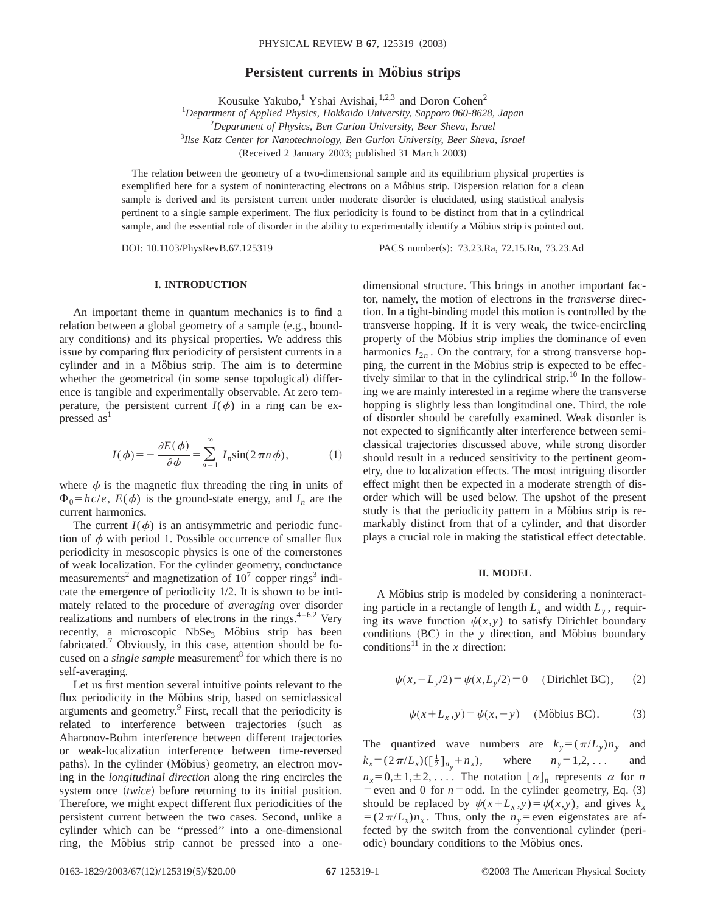# Persistent currents in Möbius strips

Kousuke Yakubo,[1] Yshai Avishai,[1,2,3] and Doron Cohen[2]

[1]*Department of Applied Physics, Hokkaido University, Sapporo 060-8628, Japan*
[2]*Department of Physics, Ben Gurion University, Beer Sheva, Israel*
[3]*Ilse Katz Center for Nanotechnology, Ben Gurion University, Beer Sheva, Israel*

(Received 2 January 2003; published 31 March 2003)

The relation between the geometry of a two-dimensional sample and its equilibrium physical properties is exemplified here for a system of noninteracting electrons on a Möbius strip. Dispersion relation for a clean sample is derived and its persistent current under moderate disorder is elucidated, using statistical analysis pertinent to a single sample experiment. The flux periodicity is found to be distinct from that in a cylindrical sample, and the essential role of disorder in the ability to experimentally identify a Möbius strip is pointed out.

DOI: 10.1103/PhysRevB.67.125319 PACS number(s): 73.23.Ra, 72.15.Rn, 73.23.Ad

## I. INTRODUCTION

An important theme in quantum mechanics is to find a relation between a global geometry of a sample (e.g., boundary conditions) and its physical properties. We address this issue by comparing flux periodicity of persistent currents in a cylinder and in a Möbius strip. The aim is to determine whether the geometrical (in some sense topological) difference is tangible and experimentally observable. At zero temperature, the persistent current $I(\phi)$ in a ring can be expressed as[1]

$$I(\phi) = -\frac{\partial E(\phi)}{\partial \phi} = \sum_{n=1}^{\infty} I_n \sin(2\pi n \phi), \tag{1}$$

where $\phi$ is the magnetic flux threading the ring in units of $\Phi_0 = hc/e$, $E(\phi)$ is the ground-state energy, and $I_n$ are the current harmonics.

The current $I(\phi)$ is an antisymmetric and periodic function of $\phi$ with period 1. Possible occurrence of smaller flux periodicity in mesoscopic physics is one of the cornerstones of weak localization. For the cylinder geometry, conductance measurements[2] and magnetization of $10^7$ copper rings[3] indicate the emergence of periodicity 1/2. It is shown to be intimately related to the procedure of *averaging* over disorder realizations and numbers of electrons in the rings.[4–6,2] Very recently, a microscopic $NbSe_3$ Möbius strip has been fabricated.[7] Obviously, in this case, attention should be focused on a *single sample* measurement[8] for which there is no self-averaging.

Let us first mention several intuitive points relevant to the flux periodicity in the Möbius strip, based on semiclassical arguments and geometry.[9] First, recall that the periodicity is related to interference between trajectories (such as Aharonov-Bohm interference between different trajectories or weak-localization interference between time-reversed paths). In the cylinder (Möbius) geometry, an electron moving in the *longitudinal direction* along the ring encircles the system once (*twice*) before returning to its initial position. Therefore, we might expect different flux periodicities of the persistent current between the two cases. Second, unlike a cylinder which can be "pressed" into a one-dimensional ring, the Möbius strip cannot be pressed into a one-dimensional structure. This brings in another important factor, namely, the motion of electrons in the *transverse* direction. In a tight-binding model this motion is controlled by the transverse hopping. If it is very weak, the twice-encircling property of the Möbius strip implies the dominance of even harmonics $I_{2n}$. On the contrary, for a strong transverse hopping, the current in the Möbius strip is expected to be effectively similar to that in the cylindrical strip.[10] In the following we are mainly interested in a regime where the transverse hopping is slightly less than longitudinal one. Third, the role of disorder should be carefully examined. Weak disorder is not expected to significantly alter interference between semiclassical trajectories discussed above, while strong disorder should result in a reduced sensitivity to the pertinent geometry, due to localization effects. The most intriguing disorder effect might then be expected in a moderate strength of disorder which will be used below. The upshot of the present study is that the periodicity pattern in a Möbius strip is remarkably distinct from that of a cylinder, and that disorder plays a crucial role in making the statistical effect detectable.

## II. MODEL

A Möbius strip is modeled by considering a noninteracting particle in a rectangle of length $L_x$ and width $L_y$, requiring its wave function $\psi(x,y)$ to satisfy Dirichlet boundary conditions (BC) in the $y$ direction, and Möbius boundary conditions[11] in the $x$ direction:

$$\psi(x,-L_y/2) = \psi(x,L_y/2) = 0 \quad \text{(Dirichlet BC)}, \tag{2}$$

$$\psi(x+L_x,y) = \psi(x,-y) \quad \text{(Möbius BC)}. \tag{3}$$

The quantized wave numbers are $k_y = (\pi/L_y)n_y$ and $k_x = (2\pi/L_x)([\tfrac{1}{2}]_{n_y} + n_x)$, where $n_y = 1,2,\ldots$ and $n_x = 0,\pm 1,\pm 2,\ldots$. The notation $[\alpha]_n$ represents $\alpha$ for $n$ = even and 0 for $n$ = odd. In the cylinder geometry, Eq. (3) should be replaced by $\psi(x+L_x,y) = \psi(x,y)$, and gives $k_x = (2\pi/L_x)n_x$. Thus, only the $n_y$ = even eigenstates are affected by the switch from the conventional cylinder (periodic) boundary conditions to the Möbius ones.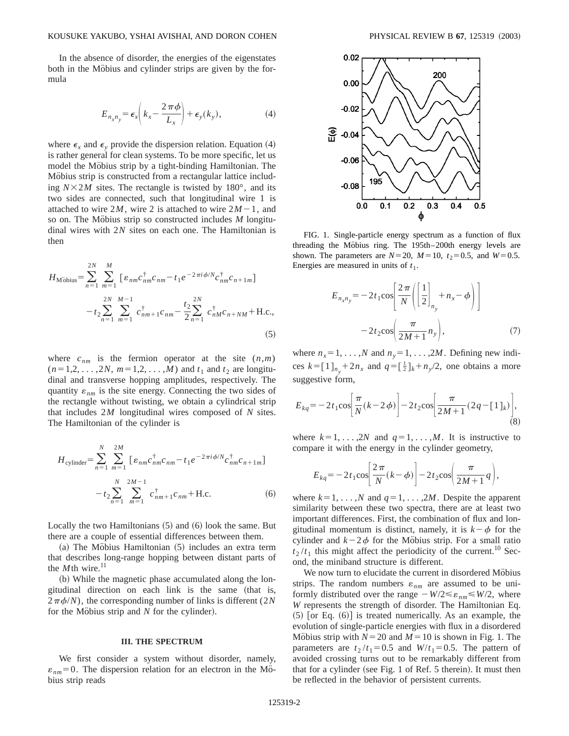In the absence of disorder, the energies of the eigenstates both in the Möbius and cylinder strips are given by the formula

$$E_{n_x n_y} = \epsilon_x\left(k_x - \frac{2\pi\phi}{L_x}\right) + \epsilon_y(k_y), \tag{4}$$

where $\epsilon_x$ and $\epsilon_y$ provide the dispersion relation. Equation (4) is rather general for clean systems. To be more specific, let us model the Möbius strip by a tight-binding Hamiltonian. The Möbius strip is constructed from a rectangular lattice including $N\times 2M$ sites. The rectangle is twisted by 180°, and its two sides are connected, such that longitudinal wire 1 is attached to wire $2M$, wire 2 is attached to wire $2M-1$, and so on. The Möbius strip so constructed includes $M$ longitudinal wires with $2N$ sites on each one. The Hamiltonian is then

$$H_{\text{Möbius}} = \sum_{n=1}^{2N}\sum_{m=1}^{M}\left[\varepsilon_{nm}c^{\dagger}_{nm}c_{nm} - t_1 e^{-2\pi i\phi/N}c^{\dagger}_{nm}c_{n+1m}\right] - t_2\sum_{n=1}^{2N}\sum_{m=1}^{M-1}c^{\dagger}_{nm+1}c_{nm} - \frac{t_2}{2}\sum_{n=1}^{2N}c^{\dagger}_{nM}c_{n+NM} + \text{H.c.}, \tag{5}$$

where $c_{nm}$ is the fermion operator at the site $(n,m)$ $(n=1,2,\ldots,2N,\ m=1,2,\ldots,M)$ and $t_1$ and $t_2$ are longitudinal and transverse hopping amplitudes, respectively. The quantity $\varepsilon_{nm}$ is the site energy. Connecting the two sides of the rectangle without twisting, we obtain a cylindrical strip that includes $2M$ longitudinal wires composed of $N$ sites. The Hamiltonian of the cylinder is

$$H_{\text{cylinder}} = \sum_{n=1}^{N}\sum_{m=1}^{2M}\left[\varepsilon_{nm}c^{\dagger}_{nm}c_{nm} - t_1 e^{-2\pi i\phi/N}c^{\dagger}_{nm}c_{n+1m}\right] - t_2\sum_{n=1}^{N}\sum_{m=1}^{2M-1}c^{\dagger}_{nm+1}c_{nm} + \text{H.c.} \tag{6}$$

Locally the two Hamiltonians (5) and (6) look the same. But there are a couple of essential differences between them.

(a) The Möbius Hamiltonian (5) includes an extra term that describes long-range hopping between distant parts of the $M$th wire.[11]

(b) While the magnetic phase accumulated along the longitudinal direction on each link is the same (that is, $2\pi\phi/N$), the corresponding number of links is different ($2N$ for the Möbius strip and $N$ for the cylinder).

## III. THE SPECTRUM

We first consider a system without disorder, namely, $\varepsilon_{nm}=0$. The dispersion relation for an electron in the Möbius strip reads

FIG. 1. Single-particle energy spectrum as a function of flux threading the Möbius ring. The 195th–200th energy levels are shown. The parameters are $N=20$, $M=10$, $t_2=0.5$, and $W=0.5$. Energies are measured in units of $t_1$.

$$E_{n_x n_y} = -2t_1\cos\left[\frac{2\pi}{N}\left(\left[\frac{1}{2}\right]_{n_y} + n_x - \phi\right)\right] - 2t_2\cos\left(\frac{\pi}{2M+1}n_y\right), \tag{7}$$

where $n_x=1,\ldots,N$ and $n_y=1,\ldots,2M$. Defining new indices $k=[1]_{n_y}+2n_x$ and $q=[\frac{1}{2}]_k + n_y/2$, one obtains a more suggestive form,

$$E_{kq} = -2t_1\cos\left[\frac{\pi}{N}(k-2\phi)\right] - 2t_2\cos\left[\frac{\pi}{2M+1}(2q-[1]_k)\right], \tag{8}$$

where $k=1,\ldots,2N$ and $q=1,\ldots,M$. It is instructive to compare it with the energy in the cylinder geometry,

$$E_{kq} = -2t_1\cos\left[\frac{2\pi}{N}(k-\phi)\right] - 2t_2\cos\left(\frac{\pi}{2M+1}q\right),$$

where $k=1,\ldots,N$ and $q=1,\ldots,2M$. Despite the apparent similarity between these two spectra, there are at least two important differences. First, the combination of flux and longitudinal momentum is distinct, namely, it is $k-\phi$ for the cylinder and $k-2\phi$ for the Möbius strip. For a small ratio $t_2/t_1$ this might affect the periodicity of the current.[10] Second, the miniband structure is different.

We now turn to elucidate the current in disordered Möbius strips. The random numbers $\varepsilon_{nm}$ are assumed to be uniformly distributed over the range $-W/2 \leq \varepsilon_{nm} \leq W/2$, where $W$ represents the strength of disorder. The Hamiltonian Eq. (5) [or Eq. (6)] is treated numerically. As an example, the evolution of single-particle energies with flux in a disordered Möbius strip with $N=20$ and $M=10$ is shown in Fig. 1. The parameters are $t_2/t_1=0.5$ and $W/t_1=0.5$. The pattern of avoided crossing turns out to be remarkably different from that for a cylinder (see Fig. 1 of Ref. 5 therein). It must then be reflected in the behavior of persistent currents.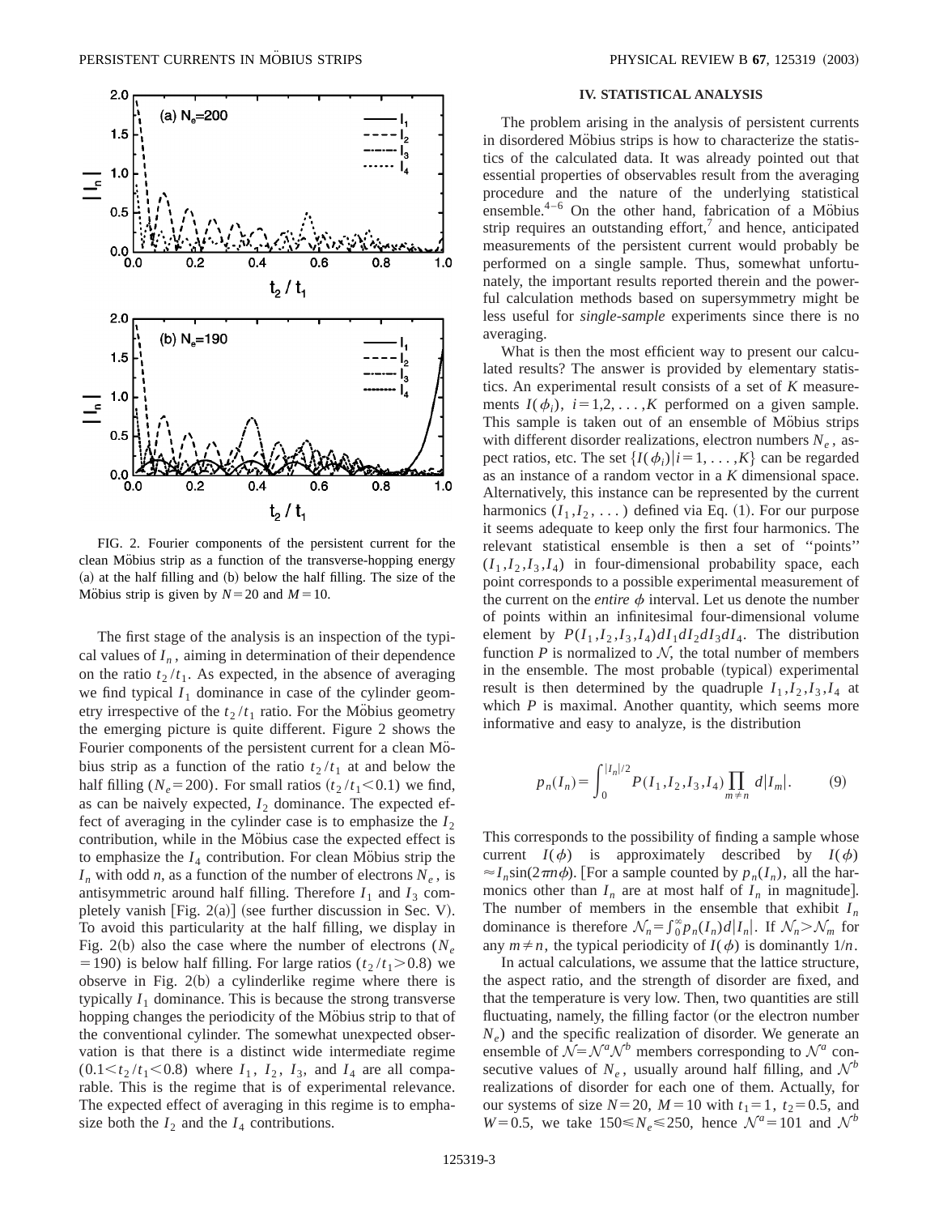FIG. 2. Fourier components of the persistent current for the clean Möbius strip as a function of the transverse-hopping energy (a) at the half filling and (b) below the half filling. The size of the Möbius strip is given by $N=20$ and $M=10$.

The first stage of the analysis is an inspection of the typical values of $I_n$, aiming in determination of their dependence on the ratio $t_2/t_1$. As expected, in the absence of averaging we find typical $I_1$ dominance in case of the cylinder geometry irrespective of the $t_2/t_1$ ratio. For the Möbius geometry the emerging picture is quite different. Figure 2 shows the Fourier components of the persistent current for a clean Möbius strip as a function of the ratio $t_2/t_1$ at and below the half filling ($N_e=200$). For small ratios ($t_2/t_1<0.1$) we find, as can be naively expected, $I_2$ dominance. The expected effect of averaging in the cylinder case is to emphasize the $I_2$ contribution, while in the Möbius case the expected effect is to emphasize the $I_4$ contribution. For clean Möbius strip the $I_n$ with odd $n$, as a function of the number of electrons $N_e$, is antisymmetric around half filling. Therefore $I_1$ and $I_3$ completely vanish [Fig. 2(a)] (see further discussion in Sec. V). To avoid this particularity at the half filling, we display in Fig. 2(b) also the case where the number of electrons ($N_e=190$) is below half filling. For large ratios ($t_2/t_1>0.8$) we observe in Fig. 2(b) a cylinderlike regime where there is typically $I_1$ dominance. This is because the strong transverse hopping changes the periodicity of the Möbius strip to that of the conventional cylinder. The somewhat unexpected observation is that there is a distinct wide intermediate regime ($0.1<t_2/t_1<0.8$) where $I_1$, $I_2$, $I_3$, and $I_4$ are all comparable. This is the regime that is of experimental relevance. The expected effect of averaging in this regime is to emphasize both the $I_2$ and the $I_4$ contributions.

## IV. STATISTICAL ANALYSIS

The problem arising in the analysis of persistent currents in disordered Möbius strips is how to characterize the statistics of the calculated data. It was already pointed out that essential properties of observables result from the averaging procedure and the nature of the underlying statistical ensemble.[4–6] On the other hand, fabrication of a Möbius strip requires an outstanding effort,[7] and hence, anticipated measurements of the persistent current would probably be performed on a single sample. Thus, somewhat unfortunately, the important results reported therein and the powerful calculation methods based on supersymmetry might be less useful for *single-sample* experiments since there is no averaging.

What is then the most efficient way to present our calculated results? The answer is provided by elementary statistics. An experimental result consists of a set of $K$ measurements $I(\phi_i)$, $i=1,2,\ldots,K$ performed on a given sample. This sample is taken out of an ensemble of Möbius strips with different disorder realizations, electron numbers $N_e$, aspect ratios, etc. The set $\{I(\phi_i)|i=1,\ldots,K\}$ can be regarded as an instance of a random vector in a $K$ dimensional space. Alternatively, this instance can be represented by the current harmonics $(I_1,I_2,\ldots)$ defined via Eq. (1). For our purpose it seems adequate to keep only the first four harmonics. The relevant statistical ensemble is then a set of "points" $(I_1,I_2,I_3,I_4)$ in four-dimensional probability space, each point corresponds to a possible experimental measurement of the current on the *entire* $\phi$ interval. Let us denote the number of points within an infinitesimal four-dimensional volume element by $P(I_1,I_2,I_3,I_4)dI_1dI_2dI_3dI_4$. The distribution function $P$ is normalized to $\mathcal{N}$, the total number of members in the ensemble. The most probable (typical) experimental result is then determined by the quadruple $I_1,I_2,I_3,I_4$ at which $P$ is maximal. Another quantity, which seems more informative and easy to analyze, is the distribution

$$p_n(I_n)=\int_0^{|I_n|/2} P(I_1,I_2,I_3,I_4)\prod_{m\neq n} d|I_m|. \qquad (9)$$

This corresponds to the possibility of finding a sample whose current $I(\phi)$ is approximately described by $I(\phi)\approx I_n\sin(2\pi n\phi)$. [For a sample counted by $p_n(I_n)$, all the harmonics other than $I_n$ are at most half of $I_n$ in magnitude]. The number of members in the ensemble that exhibit $I_n$ dominance is therefore $\mathcal{N}_n=\int_0^\infty p_n(I_n)d|I_n|$. If $\mathcal{N}_n>\mathcal{N}_m$ for any $m\neq n$, the typical periodicity of $I(\phi)$ is dominantly $1/n$.

In actual calculations, we assume that the lattice structure, the aspect ratio, and the strength of disorder are fixed, and that the temperature is very low. Then, two quantities are still fluctuating, namely, the filling factor (or the electron number $N_e$) and the specific realization of disorder. We generate an ensemble of $\mathcal{N}=\mathcal{N}^a\mathcal{N}^b$ members corresponding to $\mathcal{N}^a$ consecutive values of $N_e$, usually around half filling, and $\mathcal{N}^b$ realizations of disorder for each one of them. Actually, for our systems of size $N=20$, $M=10$ with $t_1=1$, $t_2=0.5$, and $W=0.5$, we take $150\leqslant N_e\leqslant 250$, hence $\mathcal{N}^a=101$ and $\mathcal{N}^b$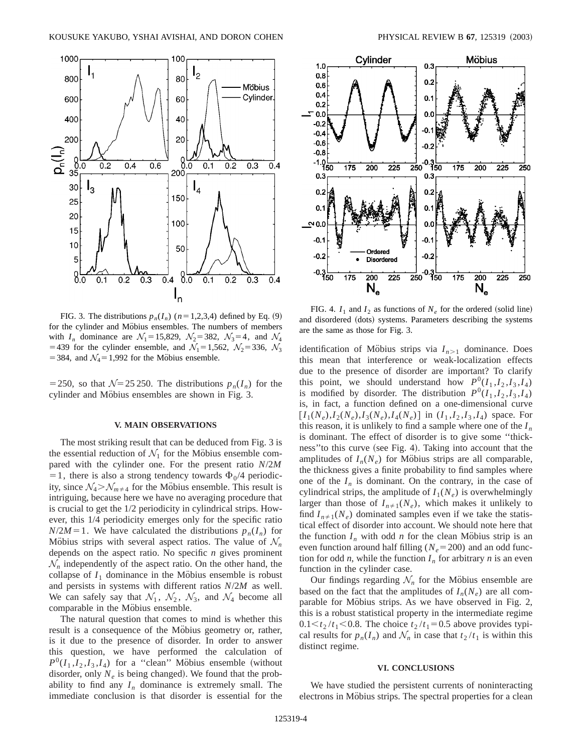FIG. 3. The distributions $p_n(I_n)$ $(n=1,2,3,4)$ defined by Eq. (9) for the cylinder and Möbius ensembles. The numbers of members with $I_n$ dominance are $\mathcal{N}_1=15{,}829$, $\mathcal{N}_2=382$, $\mathcal{N}_3=4$, and $\mathcal{N}_4=439$ for the cylinder ensemble, and $\mathcal{N}_1=1{,}562$, $\mathcal{N}_2=336$, $\mathcal{N}_3=384$, and $\mathcal{N}_4=1{,}992$ for the Möbius ensemble.

$=250$, so that $\mathcal{N}=25\,250$. The distributions $p_n(I_n)$ for the cylinder and Möbius ensembles are shown in Fig. 3.

## V. MAIN OBSERVATIONS

The most striking result that can be deduced from Fig. 3 is the essential reduction of $\mathcal{N}_1$ for the Möbius ensemble compared with the cylinder one. For the present ratio $N/2M=1$, there is also a strong tendency towards $\Phi_0/4$ periodicity, since $\mathcal{N}_4>\mathcal{N}_{m\neq 4}$ for the Möbius ensemble. This result is intriguing, because here we have no averaging procedure that is crucial to get the 1/2 periodicity in cylindrical strips. However, this 1/4 periodicity emerges only for the specific ratio $N/2M=1$. We have calculated the distributions $p_n(I_n)$ for Möbius strips with several aspect ratios. The value of $\mathcal{N}_n$ depends on the aspect ratio. No specific $n$ gives prominent $\mathcal{N}_n$ independently of the aspect ratio. On the other hand, the collapse of $I_1$ dominance in the Möbius ensemble is robust and persists in systems with different ratios $N/2M$ as well. We can safely say that $\mathcal{N}_1$, $\mathcal{N}_2$, $\mathcal{N}_3$, and $\mathcal{N}_4$ become all comparable in the Möbius ensemble.

The natural question that comes to mind is whether this result is a consequence of the Möbius geometry or, rather, is it due to the presence of disorder. In order to answer this question, we have performed the calculation of $P^0(I_1,I_2,I_3,I_4)$ for a "clean" Möbius ensemble (without disorder, only $N_e$ is being changed). We found that the probability to find any $I_n$ dominance is extremely small. The immediate conclusion is that disorder is essential for the

FIG. 4. $I_1$ and $I_2$ as functions of $N_e$ for the ordered (solid line) and disordered (dots) systems. Parameters describing the systems are the same as those for Fig. 3.

identification of Möbius strips via $I_{n>1}$ dominance. Does this mean that interference or weak-localization effects due to the presence of disorder are important? To clarify this point, we should understand how $P^0(I_1,I_2,I_3,I_4)$ is modified by disorder. The distribution $P^0(I_1,I_2,I_3,I_4)$ is, in fact, a function defined on a one-dimensional curve $[I_1(N_e),I_2(N_e),I_3(N_e),I_4(N_e)]$ in $(I_1,I_2,I_3,I_4)$ space. For this reason, it is unlikely to find a sample where one of the $I_n$ is dominant. The effect of disorder is to give some "thickness" to this curve (see Fig. 4). Taking into account that the amplitudes of $I_n(N_e)$ for Möbius strips are all comparable, the thickness gives a finite probability to find samples where one of the $I_n$ is dominant. On the contrary, in the case of cylindrical strips, the amplitude of $I_1(N_e)$ is overwhelmingly larger than those of $I_{n\neq 1}(N_e)$, which makes it unlikely to find $I_{n\neq 1}(N_e)$ dominated samples even if we take the statistical effect of disorder into account. We should note here that the function $I_n$ with odd $n$ for the clean Möbius strip is an even function around half filling $(N_e=200)$ and an odd function for odd $n$, while the function $I_n$ for arbitrary $n$ is an even function in the cylinder case.

Our findings regarding $\mathcal{N}_n$ for the Möbius ensemble are based on the fact that the amplitudes of $I_n(N_e)$ are all comparable for Möbius strips. As we have observed in Fig. 2, this is a robust statistical property in the intermediate regime $0.1<t_2/t_1<0.8$. The choice $t_2/t_1=0.5$ above provides typical results for $p_n(I_n)$ and $\mathcal{N}_n$ in case that $t_2/t_1$ is within this distinct regime.

## VI. CONCLUSIONS

We have studied the persistent currents of noninteracting electrons in Möbius strips. The spectral properties for a clean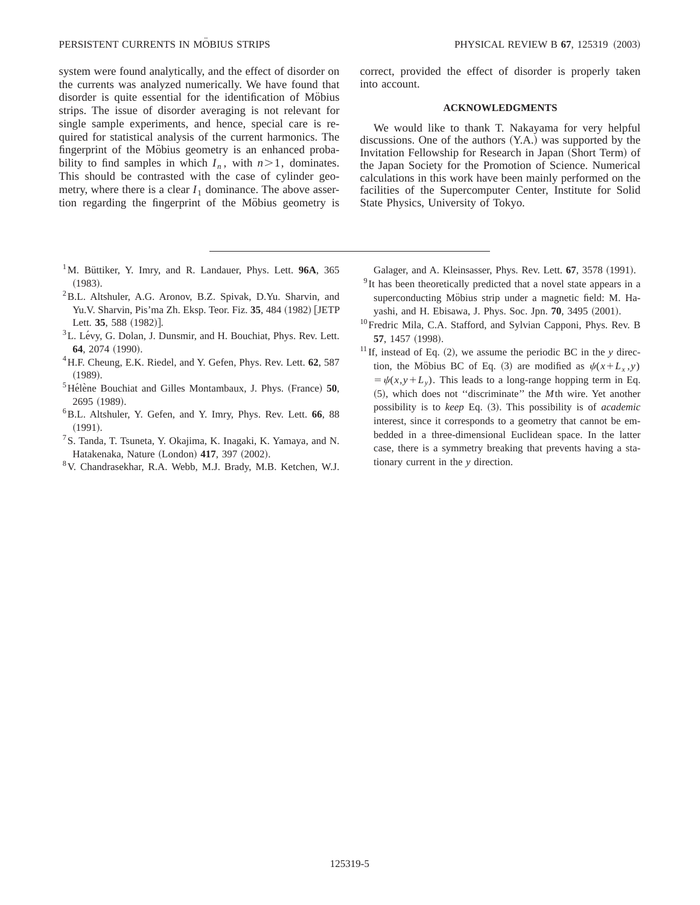system were found analytically, and the effect of disorder on the currents was analyzed numerically. We have found that disorder is quite essential for the identification of Möbius strips. The issue of disorder averaging is not relevant for single sample experiments, and hence, special care is required for statistical analysis of the current harmonics. The fingerprint of the Möbius geometry is an enhanced probability to find samples in which $I_n$, with $n>1$, dominates. This should be contrasted with the case of cylinder geometry, where there is a clear $I_1$ dominance. The above assertion regarding the fingerprint of the Möbius geometry is correct, provided the effect of disorder is properly taken into account.

## ACKNOWLEDGMENTS

We would like to thank T. Nakayama for very helpful discussions. One of the authors (Y.A.) was supported by the Invitation Fellowship for Research in Japan (Short Term) of the Japan Society for the Promotion of Science. Numerical calculations in this work have been mainly performed on the facilities of the Supercomputer Center, Institute for Solid State Physics, University of Tokyo.

---

[1] M. Büttiker, Y. Imry, and R. Landauer, Phys. Lett. **96A**, 365 (1983).

[2] B.L. Altshuler, A.G. Aronov, B.Z. Spivak, D.Yu. Sharvin, and Yu.V. Sharvin, Pis'ma Zh. Eksp. Teor. Fiz. **35**, 484 (1982) [JETP Lett. **35**, 588 (1982)].

[3] L. Lévy, G. Dolan, J. Dunsmir, and H. Bouchiat, Phys. Rev. Lett. **64**, 2074 (1990).

[4] H.F. Cheung, E.K. Riedel, and Y. Gefen, Phys. Rev. Lett. **62**, 587 (1989).

[5] Hélène Bouchiat and Gilles Montambaux, J. Phys. (France) **50**, 2695 (1989).

[6] B.L. Altshuler, Y. Gefen, and Y. Imry, Phys. Rev. Lett. **66**, 88 (1991).

[7] S. Tanda, T. Tsuneta, Y. Okajima, K. Inagaki, K. Yamaya, and N. Hatakenaka, Nature (London) **417**, 397 (2002).

[8] V. Chandrasekhar, R.A. Webb, M.J. Brady, M.B. Ketchen, W.J. Galager, and A. Kleinsasser, Phys. Rev. Lett. **67**, 3578 (1991).

[9] It has been theoretically predicted that a novel state appears in a superconducting Möbius strip under a magnetic field: M. Hayashi, and H. Ebisawa, J. Phys. Soc. Jpn. **70**, 3495 (2001).

[10] Fredric Mila, C.A. Stafford, and Sylvian Capponi, Phys. Rev. B **57**, 1457 (1998).

[11] If, instead of Eq. (2), we assume the periodic BC in the $y$ direction, the Möbius BC of Eq. (3) are modified as $\psi(x+L_x,y)=\psi(x,y+L_y)$. This leads to a long-range hopping term in Eq. (5), which does not "discriminate" the $M$th wire. Yet another possibility is to *keep* Eq. (3). This possibility is of *academic* interest, since it corresponds to a geometry that cannot be embedded in a three-dimensional Euclidean space. In the latter case, there is a symmetry breaking that prevents having a stationary current in the $y$ direction.